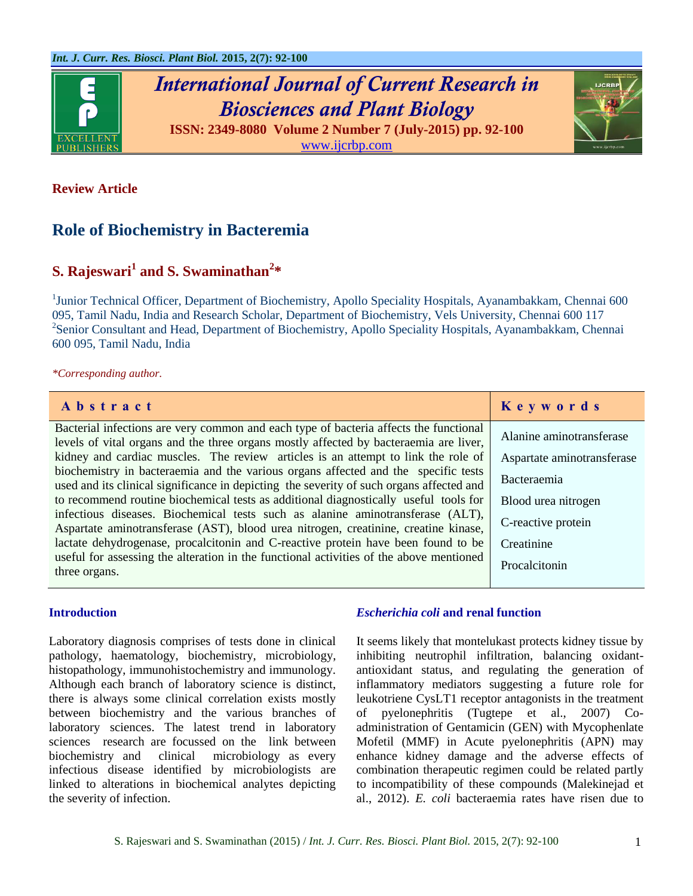## Review Article

# Role of Biochemistry in Bacteremia

### S. Rajeswari[1] and S. Swaminathan[2]*

[1]Junior Technical Officer, Department of Biochemistry, Apollo Speciality Hospitals, Ayanambakkam, Chennai 600 095, Tamil Nadu, India and Research Scholar, Department of Biochemistry, Vels University, Chennai 600 117
[2]Senior Consultant and Head, Department of Biochemistry, Apollo Speciality Hospitals, Ayanambakkam, Chennai 600 095, Tamil Nadu, India

*Corresponding author.

| Abstract | Keywords |
|---|---|
| Bacterial infections are very common and each type of bacteria affects the functional levels of vital organs and the three organs mostly affected by bacteraemia are liver, kidney and cardiac muscles. The review articles is an attempt to link the role of biochemistry in bacteraemia and the various organs affected and the specific tests used and its clinical significance in depicting the severity of such organs affected and to recommend routine biochemical tests as additional diagnostically useful tools for infectious diseases. Biochemical tests such as alanine aminotransferase (ALT), Aspartate aminotransferase (AST), blood urea nitrogen, creatinine, creatine kinase, lactate dehydrogenase, procalcitonin and C-reactive protein have been found to be useful for assessing the alteration in the functional activities of the above mentioned three organs. | Alanine aminotransferase<br>Aspartate aminotransferase<br>Bacteraemia<br>Blood urea nitrogen<br>C-reactive protein<br>Creatinine<br>Procalcitonin |

## Introduction

Laboratory diagnosis comprises of tests done in clinical pathology, haematology, biochemistry, microbiology, histopathology, immunohistochemistry and immunology. Although each branch of laboratory science is distinct, there is always some clinical correlation exists mostly between biochemistry and the various branches of laboratory sciences. The latest trend in laboratory sciences research are focussed on the link between biochemistry and clinical microbiology as every infectious disease identified by microbiologists are linked to alterations in biochemical analytes depicting the severity of infection.

## *Escherichia coli* and renal function

It seems likely that montelukast protects kidney tissue by inhibiting neutrophil infiltration, balancing oxidant-antioxidant status, and regulating the generation of inflammatory mediators suggesting a future role for leukotriene CysLT1 receptor antagonists in the treatment of pyelonephritis (Tugtepe et al., 2007) Co-administration of Gentamicin (GEN) with Mycophenlate Mofetil (MMF) in Acute pyelonephritis (APN) may enhance kidney damage and the adverse effects of combination therapeutic regimen could be related partly to incompatibility of these compounds (Malekinejad et al., 2012). *E. coli* bacteraemia rates have risen due to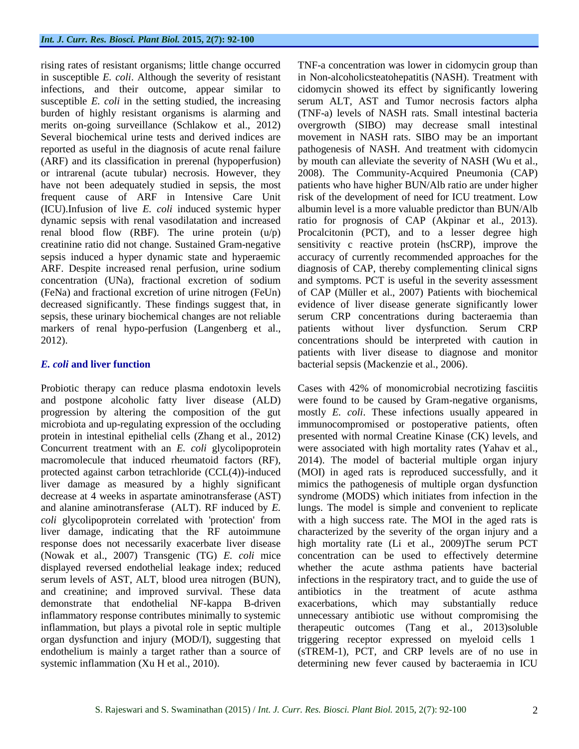rising rates of resistant organisms; little change occurred in susceptible *E. coli*. Although the severity of resistant infections, and their outcome, appear similar to susceptible *E. coli* in the setting studied, the increasing burden of highly resistant organisms is alarming and merits on-going surveillance (Schlakow et al., 2012) Several biochemical urine tests and derived indices are reported as useful in the diagnosis of acute renal failure (ARF) and its classification in prerenal (hypoperfusion) or intrarenal (acute tubular) necrosis. However, they have not been adequately studied in sepsis, the most frequent cause of ARF in Intensive Care Unit (ICU).Infusion of live *E. coli* induced systemic hyper dynamic sepsis with renal vasodilatation and increased renal blood flow (RBF). The urine protein (u/p) creatinine ratio did not change. Sustained Gram-negative sepsis induced a hyper dynamic state and hyperaemic ARF. Despite increased renal perfusion, urine sodium concentration (UNa), fractional excretion of sodium (FeNa) and fractional excretion of urine nitrogen (FeUn) decreased significantly. These findings suggest that, in sepsis, these urinary biochemical changes are not reliable markers of renal hypo-perfusion (Langenberg et al., 2012).

## *E. coli* and liver function

Probiotic therapy can reduce plasma endotoxin levels and postpone alcoholic fatty liver disease (ALD) progression by altering the composition of the gut microbiota and up-regulating expression of the occluding protein in intestinal epithelial cells (Zhang et al., 2012) Concurrent treatment with an *E. coli* glycolipoprotein macromolecule that induced rheumatoid factors (RF), protected against carbon tetrachloride (CCL(4))-induced liver damage as measured by a highly significant decrease at 4 weeks in aspartate aminotransferase (AST) and alanine aminotransferase (ALT). RF induced by *E. coli* glycolipoprotein correlated with 'protection' from liver damage, indicating that the RF autoimmune response does not necessarily exacerbate liver disease (Nowak et al., 2007) Transgenic (TG) *E. coli* mice displayed reversed endothelial leakage index; reduced serum levels of AST, ALT, blood urea nitrogen (BUN), and creatinine; and improved survival. These data demonstrate that endothelial NF-kappa B-driven inflammatory response contributes minimally to systemic inflammation, but plays a pivotal role in septic multiple organ dysfunction and injury (MOD/I), suggesting that endothelium is mainly a target rather than a source of systemic inflammation (Xu H et al., 2010).

TNF-a concentration was lower in cidomycin group than in Non-alcoholicsteatohepatitis (NASH). Treatment with cidomycin showed its effect by significantly lowering serum ALT, AST and Tumor necrosis factors alpha (TNF-a) levels of NASH rats. Small intestinal bacteria overgrowth (SIBO) may decrease small intestinal movement in NASH rats. SIBO may be an important pathogenesis of NASH. And treatment with cidomycin by mouth can alleviate the severity of NASH (Wu et al., 2008). The Community-Acquired Pneumonia (CAP) patients who have higher BUN/Alb ratio are under higher risk of the development of need for ICU treatment. Low albumin level is a more valuable predictor than BUN/Alb ratio for prognosis of CAP (Akpinar et al., 2013). Procalcitonin (PCT), and to a lesser degree high sensitivity c reactive protein (hsCRP), improve the accuracy of currently recommended approaches for the diagnosis of CAP, thereby complementing clinical signs and symptoms. PCT is useful in the severity assessment of CAP (Müller et al., 2007) Patients with biochemical evidence of liver disease generate significantly lower serum CRP concentrations during bacteraemia than patients without liver dysfunction. Serum CRP concentrations should be interpreted with caution in patients with liver disease to diagnose and monitor bacterial sepsis (Mackenzie et al., 2006).

Cases with 42% of monomicrobial necrotizing fasciitis were found to be caused by Gram-negative organisms, mostly *E. coli*. These infections usually appeared in immunocompromised or postoperative patients, often presented with normal Creatine Kinase (CK) levels, and were associated with high mortality rates (Yahav et al., 2014). The model of bacterial multiple organ injury (MOI) in aged rats is reproduced successfully, and it mimics the pathogenesis of multiple organ dysfunction syndrome (MODS) which initiates from infection in the lungs. The model is simple and convenient to replicate with a high success rate. The MOI in the aged rats is characterized by the severity of the organ injury and a high mortality rate (Li et al., 2009)The serum PCT concentration can be used to effectively determine whether the acute asthma patients have bacterial infections in the respiratory tract, and to guide the use of antibiotics in the treatment of acute asthma exacerbations, which may substantially reduce unnecessary antibiotic use without compromising the therapeutic outcomes (Tang et al., 2013)soluble triggering receptor expressed on myeloid cells 1 (sTREM-1), PCT, and CRP levels are of no use in determining new fever caused by bacteraemia in ICU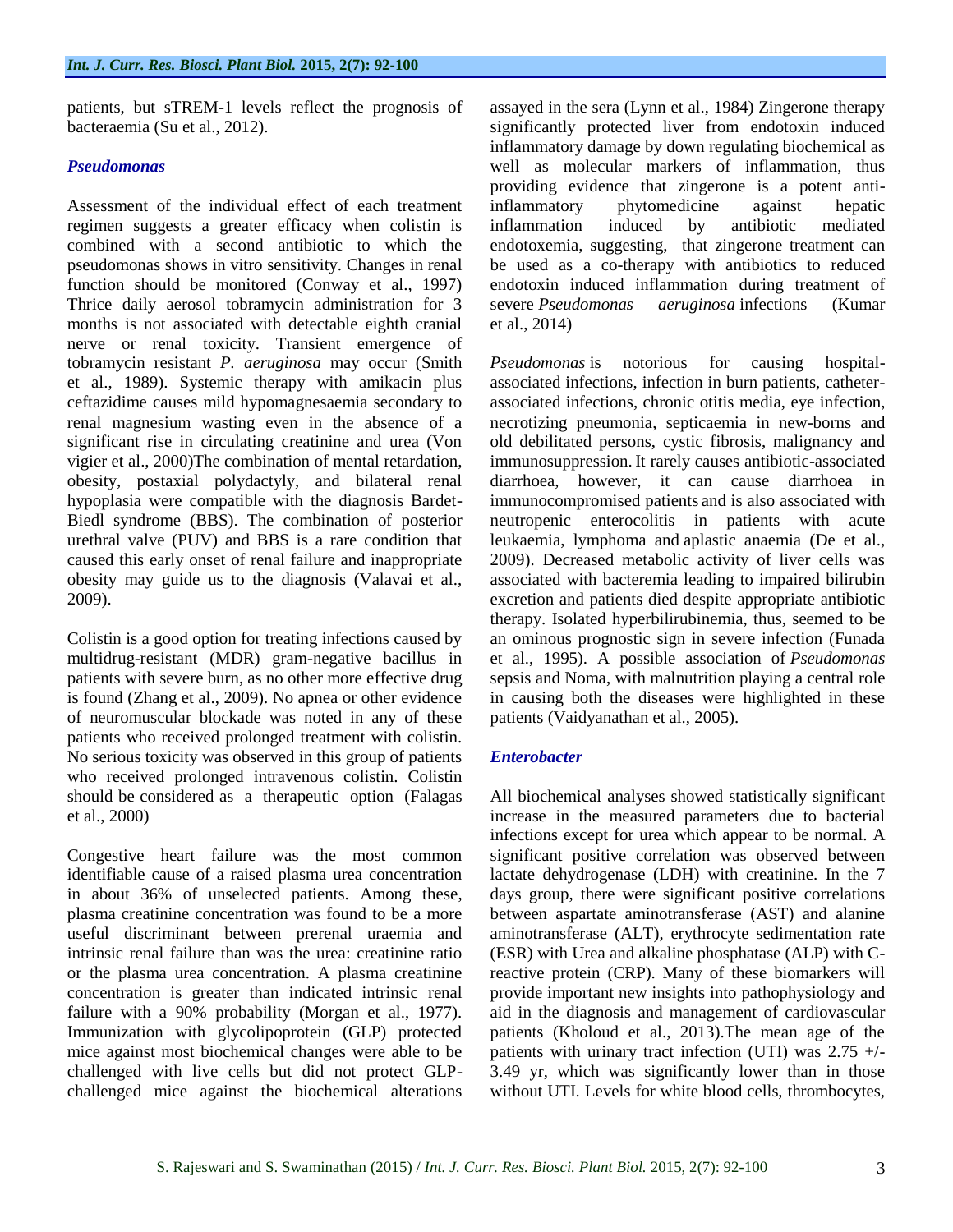patients, but sTREM-1 levels reflect the prognosis of bacteraemia (Su et al., 2012).

### *Pseudomonas*

Assessment of the individual effect of each treatment regimen suggests a greater efficacy when colistin is combined with a second antibiotic to which the pseudomonas shows in vitro sensitivity. Changes in renal function should be monitored (Conway et al., 1997) Thrice daily aerosol tobramycin administration for 3 months is not associated with detectable eighth cranial nerve or renal toxicity. Transient emergence of tobramycin resistant *P. aeruginosa* may occur (Smith et al., 1989). Systemic therapy with amikacin plus ceftazidime causes mild hypomagnesaemia secondary to renal magnesium wasting even in the absence of a significant rise in circulating creatinine and urea (Von vigier et al., 2000)The combination of mental retardation, obesity, postaxial polydactyly, and bilateral renal hypoplasia were compatible with the diagnosis Bardet-Biedl syndrome (BBS). The combination of posterior urethral valve (PUV) and BBS is a rare condition that caused this early onset of renal failure and inappropriate obesity may guide us to the diagnosis (Valavai et al., 2009).

Colistin is a good option for treating infections caused by multidrug-resistant (MDR) gram-negative bacillus in patients with severe burn, as no other more effective drug is found (Zhang et al., 2009). No apnea or other evidence of neuromuscular blockade was noted in any of these patients who received prolonged treatment with colistin. No serious toxicity was observed in this group of patients who received prolonged intravenous colistin. Colistin should be considered as a therapeutic option (Falagas et al., 2000)

Congestive heart failure was the most common identifiable cause of a raised plasma urea concentration in about 36% of unselected patients. Among these, plasma creatinine concentration was found to be a more useful discriminant between prerenal uraemia and intrinsic renal failure than was the urea: creatinine ratio or the plasma urea concentration. A plasma creatinine concentration is greater than indicated intrinsic renal failure with a 90% probability (Morgan et al., 1977). Immunization with glycolipoprotein (GLP) protected mice against most biochemical changes were able to be challenged with live cells but did not protect GLP-challenged mice against the biochemical alterations assayed in the sera (Lynn et al., 1984) Zingerone therapy significantly protected liver from endotoxin induced inflammatory damage by down regulating biochemical as well as molecular markers of inflammation, thus providing evidence that zingerone is a potent anti-inflammatory phytomedicine against hepatic inflammation induced by antibiotic mediated endotoxemia, suggesting, that zingerone treatment can be used as a co-therapy with antibiotics to reduced endotoxin induced inflammation during treatment of severe *Pseudomonas aeruginosa* infections (Kumar et al., 2014)

*Pseudomonas* is notorious for causing hospital-associated infections, infection in burn patients, catheter-associated infections, chronic otitis media, eye infection, necrotizing pneumonia, septicaemia in new-borns and old debilitated persons, cystic fibrosis, malignancy and immunosuppression. It rarely causes antibiotic-associated diarrhoea, however, it can cause diarrhoea in immunocompromised patients and is also associated with neutropenic enterocolitis in patients with acute leukaemia, lymphoma and aplastic anaemia (De et al., 2009). Decreased metabolic activity of liver cells was associated with bacteremia leading to impaired bilirubin excretion and patients died despite appropriate antibiotic therapy. Isolated hyperbilirubinemia, thus, seemed to be an ominous prognostic sign in severe infection (Funada et al., 1995). A possible association of *Pseudomonas* sepsis and Noma, with malnutrition playing a central role in causing both the diseases were highlighted in these patients (Vaidyanathan et al., 2005).

### *Enterobacter*

All biochemical analyses showed statistically significant increase in the measured parameters due to bacterial infections except for urea which appear to be normal. A significant positive correlation was observed between lactate dehydrogenase (LDH) with creatinine. In the 7 days group, there were significant positive correlations between aspartate aminotransferase (AST) and alanine aminotransferase (ALT), erythrocyte sedimentation rate (ESR) with Urea and alkaline phosphatase (ALP) with C-reactive protein (CRP). Many of these biomarkers will provide important new insights into pathophysiology and aid in the diagnosis and management of cardiovascular patients (Kholoud et al., 2013).The mean age of the patients with urinary tract infection (UTI) was 2.75 +/- 3.49 yr, which was significantly lower than in those without UTI. Levels for white blood cells, thrombocytes,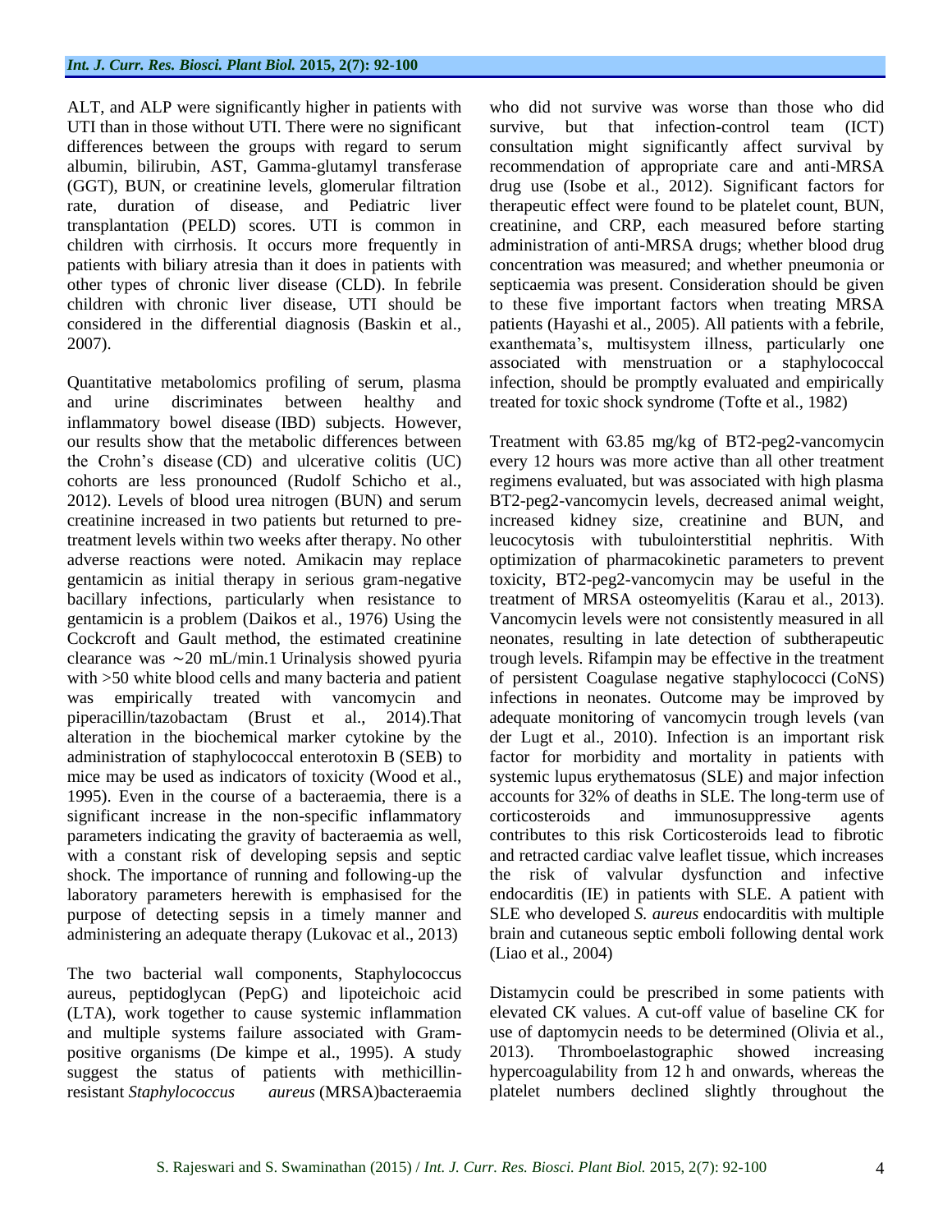ALT, and ALP were significantly higher in patients with UTI than in those without UTI. There were no significant differences between the groups with regard to serum albumin, bilirubin, AST, Gamma-glutamyl transferase (GGT), BUN, or creatinine levels, glomerular filtration rate, duration of disease, and Pediatric liver transplantation (PELD) scores. UTI is common in children with cirrhosis. It occurs more frequently in patients with biliary atresia than it does in patients with other types of chronic liver disease (CLD). In febrile children with chronic liver disease, UTI should be considered in the differential diagnosis (Baskin et al., 2007).

Quantitative metabolomics profiling of serum, plasma and urine discriminates between healthy and inflammatory bowel disease (IBD) subjects. However, our results show that the metabolic differences between the Crohn's disease (CD) and ulcerative colitis (UC) cohorts are less pronounced (Rudolf Schicho et al., 2012). Levels of blood urea nitrogen (BUN) and serum creatinine increased in two patients but returned to pre-treatment levels within two weeks after therapy. No other adverse reactions were noted. Amikacin may replace gentamicin as initial therapy in serious gram-negative bacillary infections, particularly when resistance to gentamicin is a problem (Daikos et al., 1976) Using the Cockcroft and Gault method, the estimated creatinine clearance was ∼20 mL/min.1 Urinalysis showed pyuria with >50 white blood cells and many bacteria and patient was empirically treated with vancomycin and piperacillin/tazobactam (Brust et al., 2014).That alteration in the biochemical marker cytokine by the administration of staphylococcal enterotoxin B (SEB) to mice may be used as indicators of toxicity (Wood et al., 1995). Even in the course of a bacteraemia, there is a significant increase in the non-specific inflammatory parameters indicating the gravity of bacteraemia as well, with a constant risk of developing sepsis and septic shock. The importance of running and following-up the laboratory parameters herewith is emphasised for the purpose of detecting sepsis in a timely manner and administering an adequate therapy (Lukovac et al., 2013)

The two bacterial wall components, Staphylococcus aureus, peptidoglycan (PepG) and lipoteichoic acid (LTA), work together to cause systemic inflammation and multiple systems failure associated with Gram-positive organisms (De kimpe et al., 1995). A study suggest the status of patients with methicillin-resistant *Staphylococcus aureus* (MRSA)bacteraemia who did not survive was worse than those who did survive, but that infection-control team (ICT) consultation might significantly affect survival by recommendation of appropriate care and anti-MRSA drug use (Isobe et al., 2012). Significant factors for therapeutic effect were found to be platelet count, BUN, creatinine, and CRP, each measured before starting administration of anti-MRSA drugs; whether blood drug concentration was measured; and whether pneumonia or septicaemia was present. Consideration should be given to these five important factors when treating MRSA patients (Hayashi et al., 2005). All patients with a febrile, exanthemata's, multisystem illness, particularly one associated with menstruation or a staphylococcal infection, should be promptly evaluated and empirically treated for toxic shock syndrome (Tofte et al., 1982)

Treatment with 63.85 mg/kg of BT2-peg2-vancomycin every 12 hours was more active than all other treatment regimens evaluated, but was associated with high plasma BT2-peg2-vancomycin levels, decreased animal weight, increased kidney size, creatinine and BUN, and leucocytosis with tubulointerstitial nephritis. With optimization of pharmacokinetic parameters to prevent toxicity, BT2-peg2-vancomycin may be useful in the treatment of MRSA osteomyelitis (Karau et al., 2013). Vancomycin levels were not consistently measured in all neonates, resulting in late detection of subtherapeutic trough levels. Rifampin may be effective in the treatment of persistent Coagulase negative staphylococci (CoNS) infections in neonates. Outcome may be improved by adequate monitoring of vancomycin trough levels (van der Lugt et al., 2010). Infection is an important risk factor for morbidity and mortality in patients with systemic lupus erythematosus (SLE) and major infection accounts for 32% of deaths in SLE. The long-term use of corticosteroids and immunosuppressive agents contributes to this risk Corticosteroids lead to fibrotic and retracted cardiac valve leaflet tissue, which increases the risk of valvular dysfunction and infective endocarditis (IE) in patients with SLE. A patient with SLE who developed *S. aureus* endocarditis with multiple brain and cutaneous septic emboli following dental work (Liao et al., 2004)

Distamycin could be prescribed in some patients with elevated CK values. A cut-off value of baseline CK for use of daptomycin needs to be determined (Olivia et al., 2013). Thromboelastographic showed increasing hypercoagulability from 12 h and onwards, whereas the platelet numbers declined slightly throughout the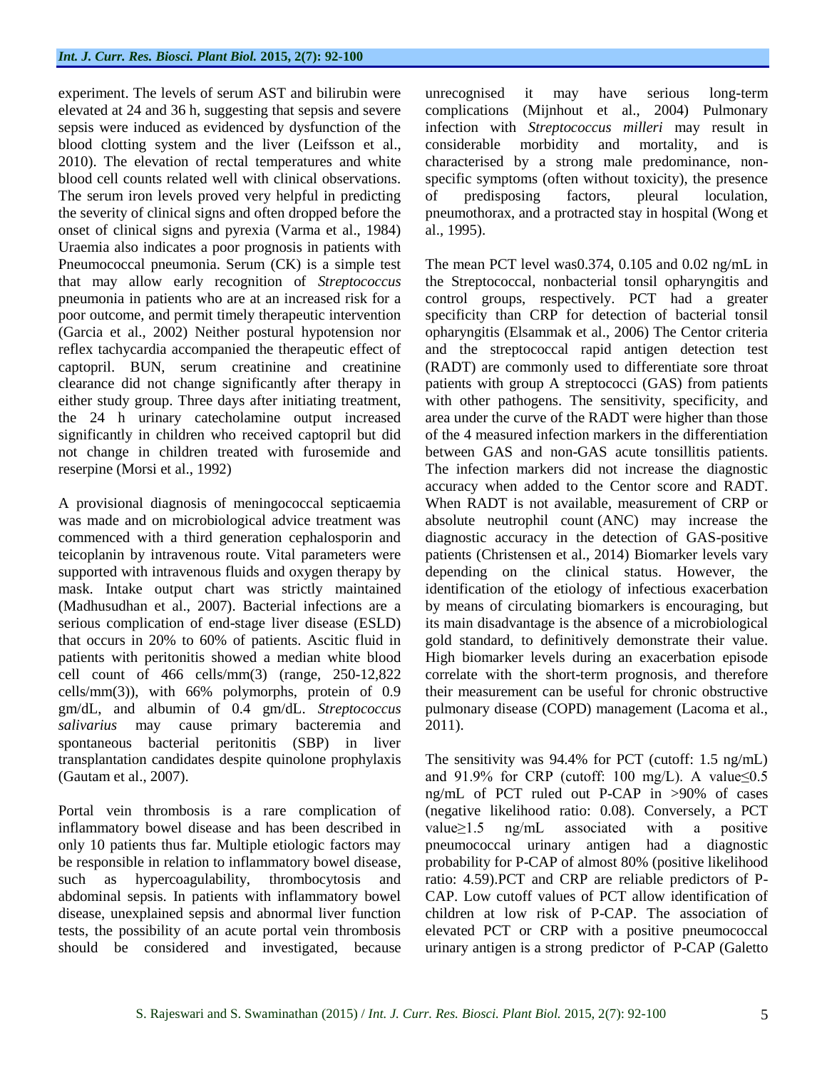experiment. The levels of serum AST and bilirubin were elevated at 24 and 36 h, suggesting that sepsis and severe sepsis were induced as evidenced by dysfunction of the blood clotting system and the liver (Leifsson et al., 2010). The elevation of rectal temperatures and white blood cell counts related well with clinical observations. The serum iron levels proved very helpful in predicting the severity of clinical signs and often dropped before the onset of clinical signs and pyrexia (Varma et al., 1984) Uraemia also indicates a poor prognosis in patients with Pneumococcal pneumonia. Serum (CK) is a simple test that may allow early recognition of *Streptococcus* pneumonia in patients who are at an increased risk for a poor outcome, and permit timely therapeutic intervention (Garcia et al., 2002) Neither postural hypotension nor reflex tachycardia accompanied the therapeutic effect of captopril. BUN, serum creatinine and creatinine clearance did not change significantly after therapy in either study group. Three days after initiating treatment, the 24 h urinary catecholamine output increased significantly in children who received captopril but did not change in children treated with furosemide and reserpine (Morsi et al., 1992)

A provisional diagnosis of meningococcal septicaemia was made and on microbiological advice treatment was commenced with a third generation cephalosporin and teicoplanin by intravenous route. Vital parameters were supported with intravenous fluids and oxygen therapy by mask. Intake output chart was strictly maintained (Madhusudhan et al., 2007). Bacterial infections are a serious complication of end-stage liver disease (ESLD) that occurs in 20% to 60% of patients. Ascitic fluid in patients with peritonitis showed a median white blood cell count of 466 cells/mm(3) (range, 250-12,822 cells/mm(3)), with 66% polymorphs, protein of 0.9 gm/dL, and albumin of 0.4 gm/dL. *Streptococcus salivarius* may cause primary bacteremia and spontaneous bacterial peritonitis (SBP) in liver transplantation candidates despite quinolone prophylaxis (Gautam et al., 2007).

Portal vein thrombosis is a rare complication of inflammatory bowel disease and has been described in only 10 patients thus far. Multiple etiologic factors may be responsible in relation to inflammatory bowel disease, such as hypercoagulability, thrombocytosis and abdominal sepsis. In patients with inflammatory bowel disease, unexplained sepsis and abnormal liver function tests, the possibility of an acute portal vein thrombosis should be considered and investigated, because unrecognised it may have serious long-term complications (Mijnhout et al., 2004) Pulmonary infection with *Streptococcus milleri* may result in considerable morbidity and mortality, and is characterised by a strong male predominance, non-specific symptoms (often without toxicity), the presence of predisposing factors, pleural loculation, pneumothorax, and a protracted stay in hospital (Wong et al., 1995).

The mean PCT level was0.374, 0.105 and 0.02 ng/mL in the Streptococcal, nonbacterial tonsil opharyngitis and control groups, respectively. PCT had a greater specificity than CRP for detection of bacterial tonsil opharyngitis (Elsammak et al., 2006) The Centor criteria and the streptococcal rapid antigen detection test (RADT) are commonly used to differentiate sore throat patients with group A streptococci (GAS) from patients with other pathogens. The sensitivity, specificity, and area under the curve of the RADT were higher than those of the 4 measured infection markers in the differentiation between GAS and non-GAS acute tonsillitis patients. The infection markers did not increase the diagnostic accuracy when added to the Centor score and RADT. When RADT is not available, measurement of CRP or absolute neutrophil count (ANC) may increase the diagnostic accuracy in the detection of GAS-positive patients (Christensen et al., 2014) Biomarker levels vary depending on the clinical status. However, the identification of the etiology of infectious exacerbation by means of circulating biomarkers is encouraging, but its main disadvantage is the absence of a microbiological gold standard, to definitively demonstrate their value. High biomarker levels during an exacerbation episode correlate with the short-term prognosis, and therefore their measurement can be useful for chronic obstructive pulmonary disease (COPD) management (Lacoma et al., 2011).

The sensitivity was 94.4% for PCT (cutoff: 1.5 ng/mL) and 91.9% for CRP (cutoff: 100 mg/L). A value$\leq$0.5 ng/mL of PCT ruled out P-CAP in >90% of cases (negative likelihood ratio: 0.08). Conversely, a PCT value$\geq$1.5 ng/mL associated with a positive pneumococcal urinary antigen had a diagnostic probability for P-CAP of almost 80% (positive likelihood ratio: 4.59).PCT and CRP are reliable predictors of P-CAP. Low cutoff values of PCT allow identification of children at low risk of P-CAP. The association of elevated PCT or CRP with a positive pneumococcal urinary antigen is a strong predictor of P-CAP (Galetto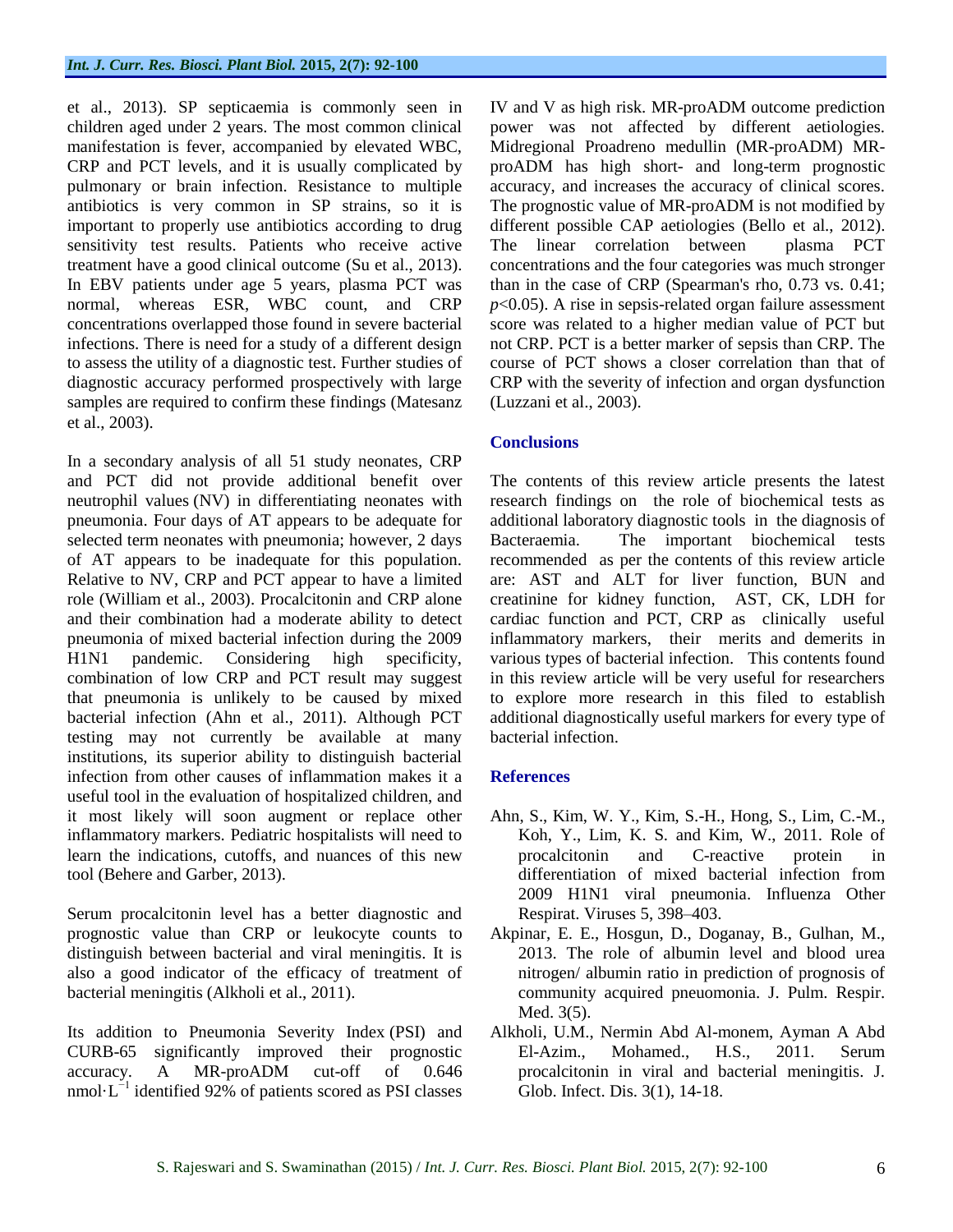et al., 2013). SP septicaemia is commonly seen in children aged under 2 years. The most common clinical manifestation is fever, accompanied by elevated WBC, CRP and PCT levels, and it is usually complicated by pulmonary or brain infection. Resistance to multiple antibiotics is very common in SP strains, so it is important to properly use antibiotics according to drug sensitivity test results. Patients who receive active treatment have a good clinical outcome (Su et al., 2013). In EBV patients under age 5 years, plasma PCT was normal, whereas ESR, WBC count, and CRP concentrations overlapped those found in severe bacterial infections. There is need for a study of a different design to assess the utility of a diagnostic test. Further studies of diagnostic accuracy performed prospectively with large samples are required to confirm these findings (Matesanz et al., 2003).

In a secondary analysis of all 51 study neonates, CRP and PCT did not provide additional benefit over neutrophil values (NV) in differentiating neonates with pneumonia. Four days of AT appears to be adequate for selected term neonates with pneumonia; however, 2 days of AT appears to be inadequate for this population. Relative to NV, CRP and PCT appear to have a limited role (William et al., 2003). Procalcitonin and CRP alone and their combination had a moderate ability to detect pneumonia of mixed bacterial infection during the 2009 H1N1 pandemic. Considering high specificity, combination of low CRP and PCT result may suggest that pneumonia is unlikely to be caused by mixed bacterial infection (Ahn et al., 2011). Although PCT testing may not currently be available at many institutions, its superior ability to distinguish bacterial infection from other causes of inflammation makes it a useful tool in the evaluation of hospitalized children, and it most likely will soon augment or replace other inflammatory markers. Pediatric hospitalists will need to learn the indications, cutoffs, and nuances of this new tool (Behere and Garber, 2013).

Serum procalcitonin level has a better diagnostic and prognostic value than CRP or leukocyte counts to distinguish between bacterial and viral meningitis. It is also a good indicator of the efficacy of treatment of bacterial meningitis (Alkholi et al., 2011).

Its addition to Pneumonia Severity Index (PSI) and CURB-65 significantly improved their prognostic accuracy. A MR-proADM cut-off of 0.646 $nmol \cdot L^{-1}$ identified 92% of patients scored as PSI classes IV and V as high risk. MR-proADM outcome prediction power was not affected by different aetiologies. Midregional Proadreno medullin (MR-proADM) MR-proADM has high short- and long-term prognostic accuracy, and increases the accuracy of clinical scores. The prognostic value of MR-proADM is not modified by different possible CAP aetiologies (Bello et al., 2012). The linear correlation between plasma PCT concentrations and the four categories was much stronger than in the case of CRP (Spearman's rho, 0.73 vs. 0.41; $p<0.05$). A rise in sepsis-related organ failure assessment score was related to a higher median value of PCT but not CRP. PCT is a better marker of sepsis than CRP. The course of PCT shows a closer correlation than that of CRP with the severity of infection and organ dysfunction (Luzzani et al., 2003).

## Conclusions

The contents of this review article presents the latest research findings on the role of biochemical tests as additional laboratory diagnostic tools in the diagnosis of Bacteraemia. The important biochemical tests recommended as per the contents of this review article are: AST and ALT for liver function, BUN and creatinine for kidney function, AST, CK, LDH for cardiac function and PCT, CRP as clinically useful inflammatory markers, their merits and demerits in various types of bacterial infection. This contents found in this review article will be very useful for researchers to explore more research in this filed to establish additional diagnostically useful markers for every type of bacterial infection.

## References

- Ahn, S., Kim, W. Y., Kim, S.-H., Hong, S., Lim, C.-M., Koh, Y., Lim, K. S. and Kim, W., 2011. Role of procalcitonin and C-reactive protein in differentiation of mixed bacterial infection from 2009 H1N1 viral pneumonia. Influenza Other Respirat. Viruses 5, 398–403.
- Akpinar, E. E., Hosgun, D., Doganay, B., Gulhan, M., 2013. The role of albumin level and blood urea nitrogen/ albumin ratio in prediction of prognosis of community acquired pneuomonia. J. Pulm. Respir. Med. 3(5).
- Alkholi, U.M., Nermin Abd Al-monem, Ayman A Abd El-Azim., Mohamed., H.S., 2011. Serum procalcitonin in viral and bacterial meningitis. J. Glob. Infect. Dis. 3(1), 14-18.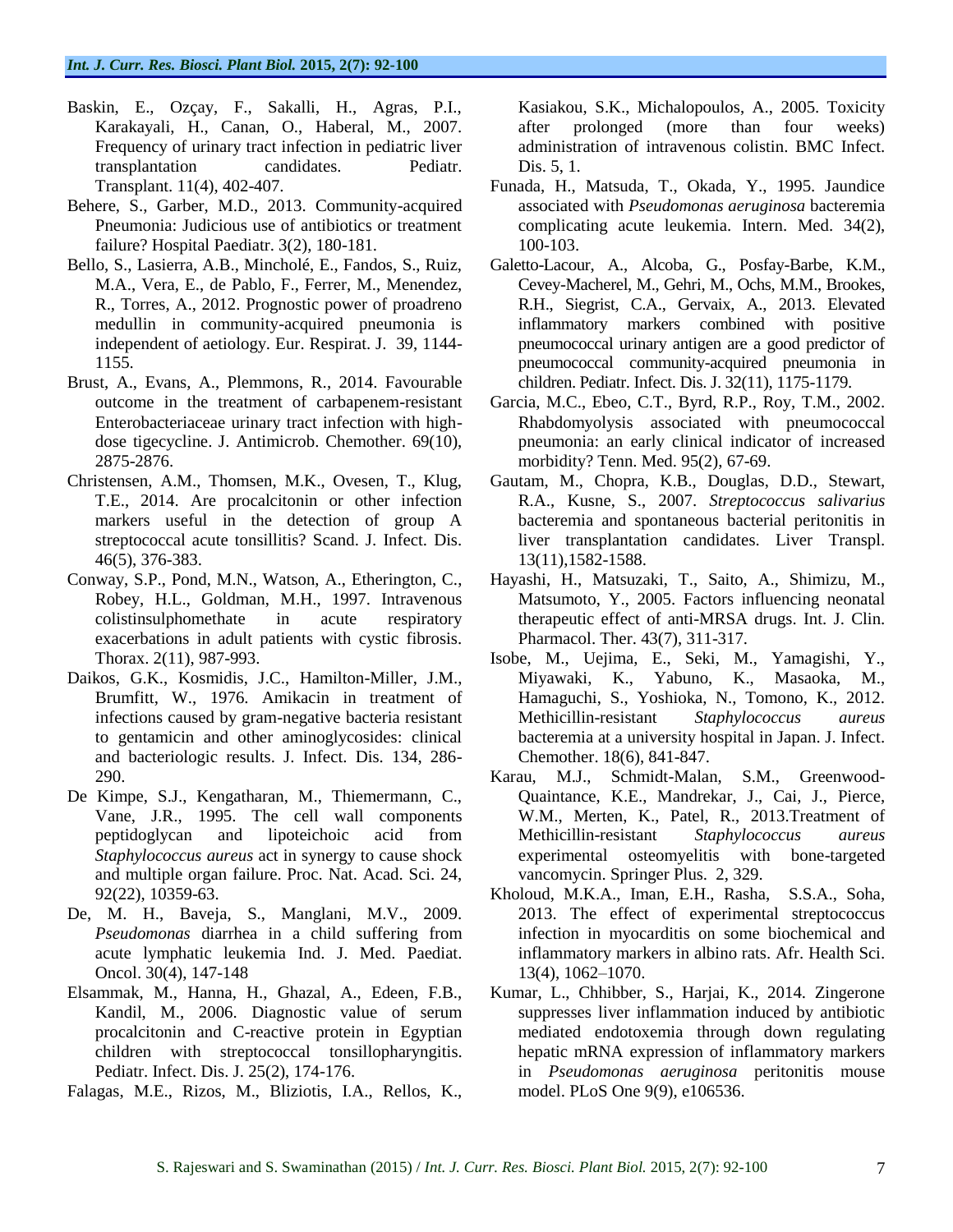Baskin, E., Ozçay, F., Sakalli, H., Agras, P.I., Karakayali, H., Canan, O., Haberal, M., 2007. Frequency of urinary tract infection in pediatric liver transplantation candidates. Pediatr. Transplant. 11(4), 402-407.

Behere, S., Garber, M.D., 2013. Community-acquired Pneumonia: Judicious use of antibiotics or treatment failure? Hospital Paediatr. 3(2), 180-181.

Bello, S., Lasierra, A.B., Mincholé, E., Fandos, S., Ruiz, M.A., Vera, E., de Pablo, F., Ferrer, M., Menendez, R., Torres, A., 2012. Prognostic power of proadreno medullin in community-acquired pneumonia is independent of aetiology. Eur. Respirat. J. 39, 1144-1155.

Brust, A., Evans, A., Plemmons, R., 2014. Favourable outcome in the treatment of carbapenem-resistant Enterobacteriaceae urinary tract infection with high-dose tigecycline. J. Antimicrob. Chemother. 69(10), 2875-2876.

Christensen, A.M., Thomsen, M.K., Ovesen, T., Klug, T.E., 2014. Are procalcitonin or other infection markers useful in the detection of group A streptococcal acute tonsillitis? Scand. J. Infect. Dis. 46(5), 376-383.

Conway, S.P., Pond, M.N., Watson, A., Etherington, C., Robey, H.L., Goldman, M.H., 1997. Intravenous colistinsulphomethate in acute respiratory exacerbations in adult patients with cystic fibrosis. Thorax. 2(11), 987-993.

Daikos, G.K., Kosmidis, J.C., Hamilton-Miller, J.M., Brumfitt, W., 1976. Amikacin in treatment of infections caused by gram-negative bacteria resistant to gentamicin and other aminoglycosides: clinical and bacteriologic results. J. Infect. Dis. 134, 286-290.

De Kimpe, S.J., Kengatharan, M., Thiemermann, C., Vane, J.R., 1995. The cell wall components peptidoglycan and lipoteichoic acid from *Staphylococcus aureus* act in synergy to cause shock and multiple organ failure. Proc. Nat. Acad. Sci. 24, 92(22), 10359-63.

De, M. H., Baveja, S., Manglani, M.V., 2009. *Pseudomonas* diarrhea in a child suffering from acute lymphatic leukemia Ind. J. Med. Paediat. Oncol. 30(4), 147-148

Elsammak, M., Hanna, H., Ghazal, A., Edeen, F.B., Kandil, M., 2006. Diagnostic value of serum procalcitonin and C-reactive protein in Egyptian children with streptococcal tonsillopharyngitis. Pediatr. Infect. Dis. J. 25(2), 174-176.

Falagas, M.E., Rizos, M., Bliziotis, I.A., Rellos, K., Kasiakou, S.K., Michalopoulos, A., 2005. Toxicity after prolonged (more than four weeks) administration of intravenous colistin. BMC Infect. Dis. 5, 1.

Funada, H., Matsuda, T., Okada, Y., 1995. Jaundice associated with *Pseudomonas aeruginosa* bacteremia complicating acute leukemia. Intern. Med. 34(2), 100-103.

Galetto-Lacour, A., Alcoba, G., Posfay-Barbe, K.M., Cevey-Macherel, M., Gehri, M., Ochs, M.M., Brookes, R.H., Siegrist, C.A., Gervaix, A., 2013. Elevated inflammatory markers combined with positive pneumococcal urinary antigen are a good predictor of pneumococcal community-acquired pneumonia in children. Pediatr. Infect. Dis. J. 32(11), 1175-1179.

Garcia, M.C., Ebeo, C.T., Byrd, R.P., Roy, T.M., 2002. Rhabdomyolysis associated with pneumococcal pneumonia: an early clinical indicator of increased morbidity? Tenn. Med. 95(2), 67-69.

Gautam, M., Chopra, K.B., Douglas, D.D., Stewart, R.A., Kusne, S., 2007. *Streptococcus salivarius* bacteremia and spontaneous bacterial peritonitis in liver transplantation candidates. Liver Transpl. 13(11),1582-1588.

Hayashi, H., Matsuzaki, T., Saito, A., Shimizu, M., Matsumoto, Y., 2005. Factors influencing neonatal therapeutic effect of anti-MRSA drugs. Int. J. Clin. Pharmacol. Ther. 43(7), 311-317.

Isobe, M., Uejima, E., Seki, M., Yamagishi, Y., Miyawaki, K., Yabuno, K., Masaoka, M., Hamaguchi, S., Yoshioka, N., Tomono, K., 2012. Methicillin-resistant *Staphylococcus aureus* bacteremia at a university hospital in Japan. J. Infect. Chemother. 18(6), 841-847.

Karau, M.J., Schmidt-Malan, S.M., Greenwood-Quaintance, K.E., Mandrekar, J., Cai, J., Pierce, W.M., Merten, K., Patel, R., 2013.Treatment of Methicillin-resistant *Staphylococcus aureus* experimental osteomyelitis with bone-targeted vancomycin. Springer Plus. 2, 329.

Kholoud, M.K.A., Iman, E.H., Rasha, S.S.A., Soha, 2013. The effect of experimental streptococcus infection in myocarditis on some biochemical and inflammatory markers in albino rats. Afr. Health Sci. 13(4), 1062–1070.

Kumar, L., Chhibber, S., Harjai, K., 2014. Zingerone suppresses liver inflammation induced by antibiotic mediated endotoxemia through down regulating hepatic mRNA expression of inflammatory markers in *Pseudomonas aeruginosa* peritonitis mouse model. PLoS One 9(9), e106536.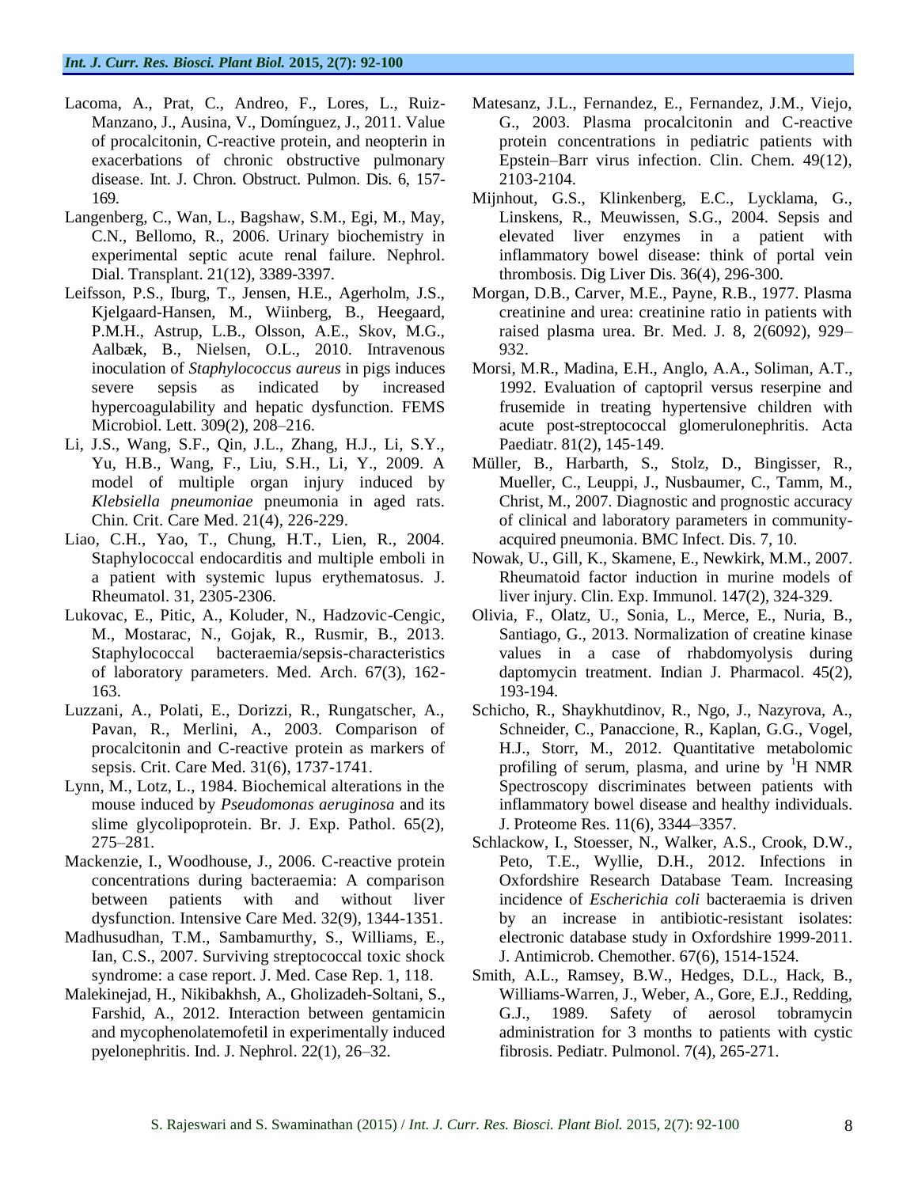Lacoma, A., Prat, C., Andreo, F., Lores, L., Ruiz-Manzano, J., Ausina, V., Domínguez, J., 2011. Value of procalcitonin, C-reactive protein, and neopterin in exacerbations of chronic obstructive pulmonary disease. Int. J. Chron. Obstruct. Pulmon. Dis. 6, 157-169.

Langenberg, C., Wan, L., Bagshaw, S.M., Egi, M., May, C.N., Bellomo, R., 2006. Urinary biochemistry in experimental septic acute renal failure. Nephrol. Dial. Transplant. 21(12), 3389-3397.

Leifsson, P.S., Iburg, T., Jensen, H.E., Agerholm, J.S., Kjelgaard-Hansen, M., Wiinberg, B., Heegaard, P.M.H., Astrup, L.B., Olsson, A.E., Skov, M.G., Aalbæk, B., Nielsen, O.L., 2010. Intravenous inoculation of *Staphylococcus aureus* in pigs induces severe sepsis as indicated by increased hypercoagulability and hepatic dysfunction. FEMS Microbiol. Lett. 309(2), 208–216.

Li, J.S., Wang, S.F., Qin, J.L., Zhang, H.J., Li, S.Y., Yu, H.B., Wang, F., Liu, S.H., Li, Y., 2009. A model of multiple organ injury induced by *Klebsiella pneumoniae* pneumonia in aged rats. Chin. Crit. Care Med. 21(4), 226-229.

Liao, C.H., Yao, T., Chung, H.T., Lien, R., 2004. Staphylococcal endocarditis and multiple emboli in a patient with systemic lupus erythematosus. J. Rheumatol. 31, 2305-2306.

Lukovac, E., Pitic, A., Koluder, N., Hadzovic-Cengic, M., Mostarac, N., Gojak, R., Rusmir, B., 2013. Staphylococcal bacteraemia/sepsis-characteristics of laboratory parameters. Med. Arch. 67(3), 162-163.

Luzzani, A., Polati, E., Dorizzi, R., Rungatscher, A., Pavan, R., Merlini, A., 2003. Comparison of procalcitonin and C-reactive protein as markers of sepsis. Crit. Care Med. 31(6), 1737-1741.

Lynn, M., Lotz, L., 1984. Biochemical alterations in the mouse induced by *Pseudomonas aeruginosa* and its slime glycolipoprotein. Br. J. Exp. Pathol. 65(2), 275–281.

Mackenzie, I., Woodhouse, J., 2006. C-reactive protein concentrations during bacteraemia: A comparison between patients with and without liver dysfunction. Intensive Care Med. 32(9), 1344-1351.

Madhusudhan, T.M., Sambamurthy, S., Williams, E., Ian, C.S., 2007. Surviving streptococcal toxic shock syndrome: a case report. J. Med. Case Rep. 1, 118.

Malekinejad, H., Nikibakhsh, A., Gholizadeh-Soltani, S., Farshid, A., 2012. Interaction between gentamicin and mycophenolatemofetil in experimentally induced pyelonephritis. Ind. J. Nephrol. 22(1), 26–32.

Matesanz, J.L., Fernandez, E., Fernandez, J.M., Viejo, G., 2003. Plasma procalcitonin and C-reactive protein concentrations in pediatric patients with Epstein–Barr virus infection. Clin. Chem. 49(12), 2103-2104.

Mijnhout, G.S., Klinkenberg, E.C., Lycklama, G., Linskens, R., Meuwissen, S.G., 2004. Sepsis and elevated liver enzymes in a patient with inflammatory bowel disease: think of portal vein thrombosis. Dig Liver Dis. 36(4), 296-300.

Morgan, D.B., Carver, M.E., Payne, R.B., 1977. Plasma creatinine and urea: creatinine ratio in patients with raised plasma urea. Br. Med. J. 8, 2(6092), 929–932.

Morsi, M.R., Madina, E.H., Anglo, A.A., Soliman, A.T., 1992. Evaluation of captopril versus reserpine and frusemide in treating hypertensive children with acute post-streptococcal glomerulonephritis. Acta Paediatr. 81(2), 145-149.

Müller, B., Harbarth, S., Stolz, D., Bingisser, R., Mueller, C., Leuppi, J., Nusbaumer, C., Tamm, M., Christ, M., 2007. Diagnostic and prognostic accuracy of clinical and laboratory parameters in community-acquired pneumonia. BMC Infect. Dis. 7, 10.

Nowak, U., Gill, K., Skamene, E., Newkirk, M.M., 2007. Rheumatoid factor induction in murine models of liver injury. Clin. Exp. Immunol. 147(2), 324-329.

Olivia, F., Olatz, U., Sonia, L., Merce, E., Nuria, B., Santiago, G., 2013. Normalization of creatine kinase values in a case of rhabdomyolysis during daptomycin treatment. Indian J. Pharmacol. 45(2), 193-194.

Schicho, R., Shaykhutdinov, R., Ngo, J., Nazyrova, A., Schneider, C., Panaccione, R., Kaplan, G.G., Vogel, H.J., Storr, M., 2012. Quantitative metabolomic profiling of serum, plasma, and urine by $^{1}$H NMR Spectroscopy discriminates between patients with inflammatory bowel disease and healthy individuals. J. Proteome Res. 11(6), 3344–3357.

Schlackow, I., Stoesser, N., Walker, A.S., Crook, D.W., Peto, T.E., Wyllie, D.H., 2012. Infections in Oxfordshire Research Database Team. Increasing incidence of *Escherichia coli* bacteraemia is driven by an increase in antibiotic-resistant isolates: electronic database study in Oxfordshire 1999-2011. J. Antimicrob. Chemother. 67(6), 1514-1524.

Smith, A.L., Ramsey, B.W., Hedges, D.L., Hack, B., Williams-Warren, J., Weber, A., Gore, E.J., Redding, G.J., 1989. Safety of aerosol tobramycin administration for 3 months to patients with cystic fibrosis. Pediatr. Pulmonol. 7(4), 265-271.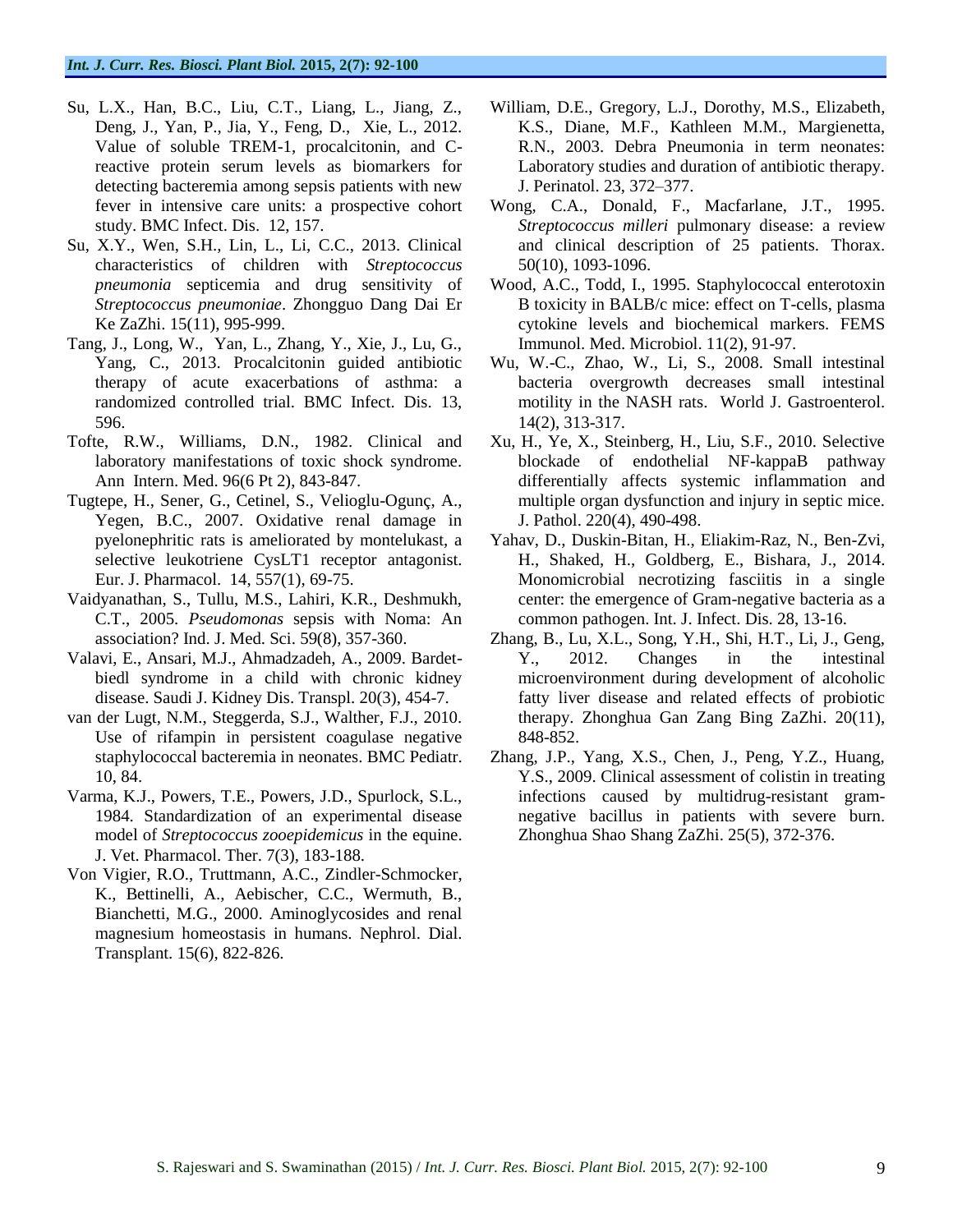Su, L.X., Han, B.C., Liu, C.T., Liang, L., Jiang, Z., Deng, J., Yan, P., Jia, Y., Feng, D., Xie, L., 2012. Value of soluble TREM-1, procalcitonin, and C-reactive protein serum levels as biomarkers for detecting bacteremia among sepsis patients with new fever in intensive care units: a prospective cohort study. BMC Infect. Dis. 12, 157.

Su, X.Y., Wen, S.H., Lin, L., Li, C.C., 2013. Clinical characteristics of children with *Streptococcus pneumonia* septicemia and drug sensitivity of *Streptococcus pneumoniae*. Zhongguo Dang Dai Er Ke ZaZhi. 15(11), 995-999.

Tang, J., Long, W., Yan, L., Zhang, Y., Xie, J., Lu, G., Yang, C., 2013. Procalcitonin guided antibiotic therapy of acute exacerbations of asthma: a randomized controlled trial. BMC Infect. Dis. 13, 596.

Tofte, R.W., Williams, D.N., 1982. Clinical and laboratory manifestations of toxic shock syndrome. Ann Intern. Med. 96(6 Pt 2), 843-847.

Tugtepe, H., Sener, G., Cetinel, S., Velioglu-Ogunç, A., Yegen, B.C., 2007. Oxidative renal damage in pyelonephritic rats is ameliorated by montelukast, a selective leukotriene CysLT1 receptor antagonist. Eur. J. Pharmacol. 14, 557(1), 69-75.

Vaidyanathan, S., Tullu, M.S., Lahiri, K.R., Deshmukh, C.T., 2005. *Pseudomonas* sepsis with Noma: An association? Ind. J. Med. Sci. 59(8), 357-360.

Valavi, E., Ansari, M.J., Ahmadzadeh, A., 2009. Bardet-biedl syndrome in a child with chronic kidney disease. Saudi J. Kidney Dis. Transpl. 20(3), 454-7.

van der Lugt, N.M., Steggerda, S.J., Walther, F.J., 2010. Use of rifampin in persistent coagulase negative staphylococcal bacteremia in neonates. BMC Pediatr. 10, 84.

Varma, K.J., Powers, T.E., Powers, J.D., Spurlock, S.L., 1984. Standardization of an experimental disease model of *Streptococcus zooepidemicus* in the equine. J. Vet. Pharmacol. Ther. 7(3), 183-188.

Von Vigier, R.O., Truttmann, A.C., Zindler-Schmocker, K., Bettinelli, A., Aebischer, C.C., Wermuth, B., Bianchetti, M.G., 2000. Aminoglycosides and renal magnesium homeostasis in humans. Nephrol. Dial. Transplant. 15(6), 822-826.

William, D.E., Gregory, L.J., Dorothy, M.S., Elizabeth, K.S., Diane, M.F., Kathleen M.M., Margienetta, R.N., 2003. Debra Pneumonia in term neonates: Laboratory studies and duration of antibiotic therapy. J. Perinatol. 23, 372–377.

Wong, C.A., Donald, F., Macfarlane, J.T., 1995. *Streptococcus milleri* pulmonary disease: a review and clinical description of 25 patients. Thorax. 50(10), 1093-1096.

Wood, A.C., Todd, I., 1995. Staphylococcal enterotoxin B toxicity in BALB/c mice: effect on T-cells, plasma cytokine levels and biochemical markers. FEMS Immunol. Med. Microbiol. 11(2), 91-97.

Wu, W.-C., Zhao, W., Li, S., 2008. Small intestinal bacteria overgrowth decreases small intestinal motility in the NASH rats. World J. Gastroenterol. 14(2), 313-317.

Xu, H., Ye, X., Steinberg, H., Liu, S.F., 2010. Selective blockade of endothelial NF-kappaB pathway differentially affects systemic inflammation and multiple organ dysfunction and injury in septic mice. J. Pathol. 220(4), 490-498.

Yahav, D., Duskin-Bitan, H., Eliakim-Raz, N., Ben-Zvi, H., Shaked, H., Goldberg, E., Bishara, J., 2014. Monomicrobial necrotizing fasciitis in a single center: the emergence of Gram-negative bacteria as a common pathogen. Int. J. Infect. Dis. 28, 13-16.

Zhang, B., Lu, X.L., Song, Y.H., Shi, H.T., Li, J., Geng, Y., 2012. Changes in the intestinal microenvironment during development of alcoholic fatty liver disease and related effects of probiotic therapy. Zhonghua Gan Zang Bing ZaZhi. 20(11), 848-852.

Zhang, J.P., Yang, X.S., Chen, J., Peng, Y.Z., Huang, Y.S., 2009. Clinical assessment of colistin in treating infections caused by multidrug-resistant gram-negative bacillus in patients with severe burn. Zhonghua Shao Shang ZaZhi. 25(5), 372-376.